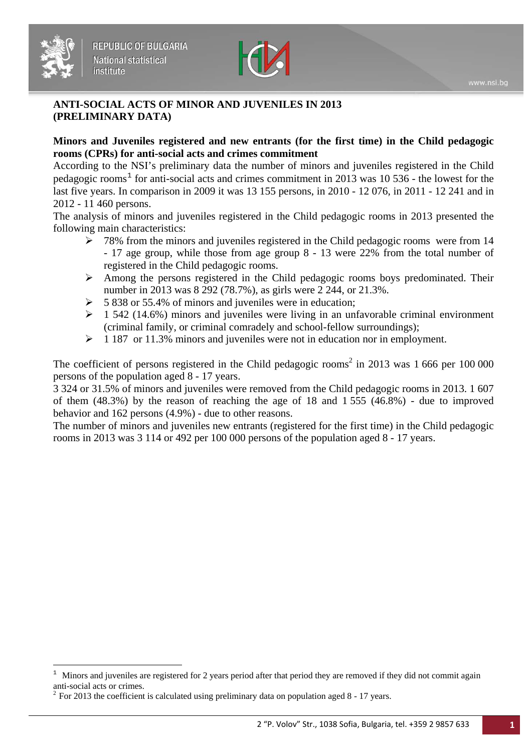# ANTI-SOCIAL ACTS OF MINOR AND JUVENILES IN 2013 (PRELIMINARY DATA)

## Minors and Juveniles registered and new entrants (for the first time) in the Child pedagogic rooms (CPRs) for anti-social acts and crimes commitment

According to the NSI's preliminary data the number of minors and juveniles registered in the Child pedagogic rooms[1] for anti-social acts and crimes commitment in 2013 was 10 536 - the lowest for the last five years. In comparison in 2009 it was 13 155 persons, in 2010 - 12 076, in 2011 - 12 241 and in 2012 - 11 460 persons.

The analysis of minors and juveniles registered in the Child pedagogic rooms in 2013 presented the following main characteristics:

- 78% from the minors and juveniles registered in the Child pedagogic rooms were from 14 - 17 age group, while those from age group 8 - 13 were 22% from the total number of registered in the Child pedagogic rooms.
- Among the persons registered in the Child pedagogic rooms boys predominated. Their number in 2013 was 8 292 (78.7%), as girls were 2 244, or 21.3%.
- 5 838 or 55.4% of minors and juveniles were in education;
- 1 542 (14.6%) minors and juveniles were living in an unfavorable criminal environment (criminal family, or criminal comradely and school-fellow surroundings);
- 1 187 or 11.3% minors and juveniles were not in education nor in employment.

The coefficient of persons registered in the Child pedagogic rooms[2] in 2013 was 1 666 per 100 000 persons of the population aged 8 - 17 years.

3 324 or 31.5% of minors and juveniles were removed from the Child pedagogic rooms in 2013. 1 607 of them (48.3%) by the reason of reaching the age of 18 and 1 555 (46.8%) - due to improved behavior and 162 persons (4.9%) - due to other reasons.

The number of minors and juveniles new entrants (registered for the first time) in the Child pedagogic rooms in 2013 was 3 114 or 492 per 100 000 persons of the population aged 8 - 17 years.

---

[1] Minors and juveniles are registered for 2 years period after that period they are removed if they did not commit again anti-social acts or crimes.

[2] For 2013 the coefficient is calculated using preliminary data on population aged 8 - 17 years.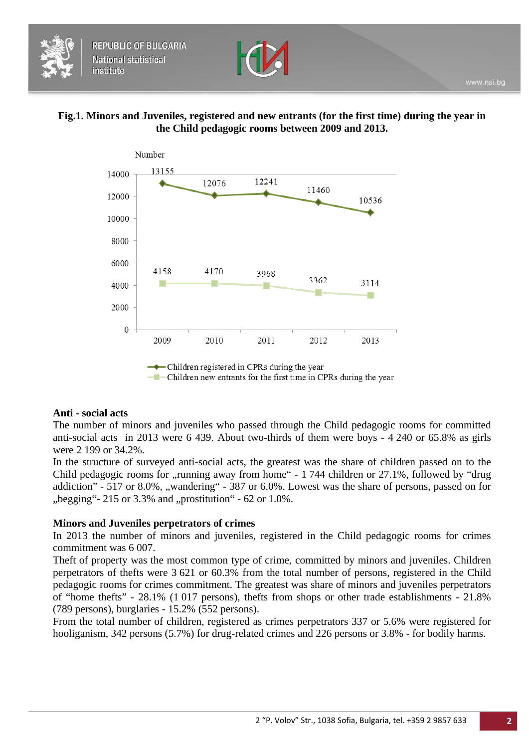**Fig.1. Minors and Juveniles, registered and new entrants (for the first time) during the year in the Child pedagogic rooms between 2009 and 2013.**

| Year | Children registered in CPRs during the year | Children new entrants for the first time in CPRs during the year |
|---|---|---|
| 2009 | 13155 | 4158 |
| 2010 | 12076 | 4170 |
| 2011 | 12241 | 3968 |
| 2012 | 11460 | 3362 |
| 2013 | 10536 | 3114 |

**Anti - social acts**

The number of minors and juveniles who passed through the Child pedagogic rooms for committed anti-social acts in 2013 were 6 439. About two-thirds of them were boys - 4 240 or 65.8% as girls were 2 199 or 34.2%.

In the structure of surveyed anti-social acts, the greatest was the share of children passed on to the Child pedagogic rooms for „running away from home" - 1 744 children or 27.1%, followed by "drug addiction" - 517 or 8.0%, „wandering" - 387 or 6.0%. Lowest was the share of persons, passed on for „begging"- 215 or 3.3% and „prostitution" - 62 or 1.0%.

**Minors and Juveniles perpetrators of crimes**

In 2013 the number of minors and juveniles, registered in the Child pedagogic rooms for crimes commitment was 6 007.

Theft of property was the most common type of crime, committed by minors and juveniles. Children perpetrators of thefts were 3 621 or 60.3% from the total number of persons, registered in the Child pedagogic rooms for crimes commitment. The greatest was share of minors and juveniles perpetrators of "home thefts" - 28.1% (1 017 persons), thefts from shops or other trade establishments - 21.8% (789 persons), burglaries - 15.2% (552 persons).

From the total number of children, registered as crimes perpetrators 337 or 5.6% were registered for hooliganism, 342 persons (5.7%) for drug-related crimes and 226 persons or 3.8% - for bodily harms.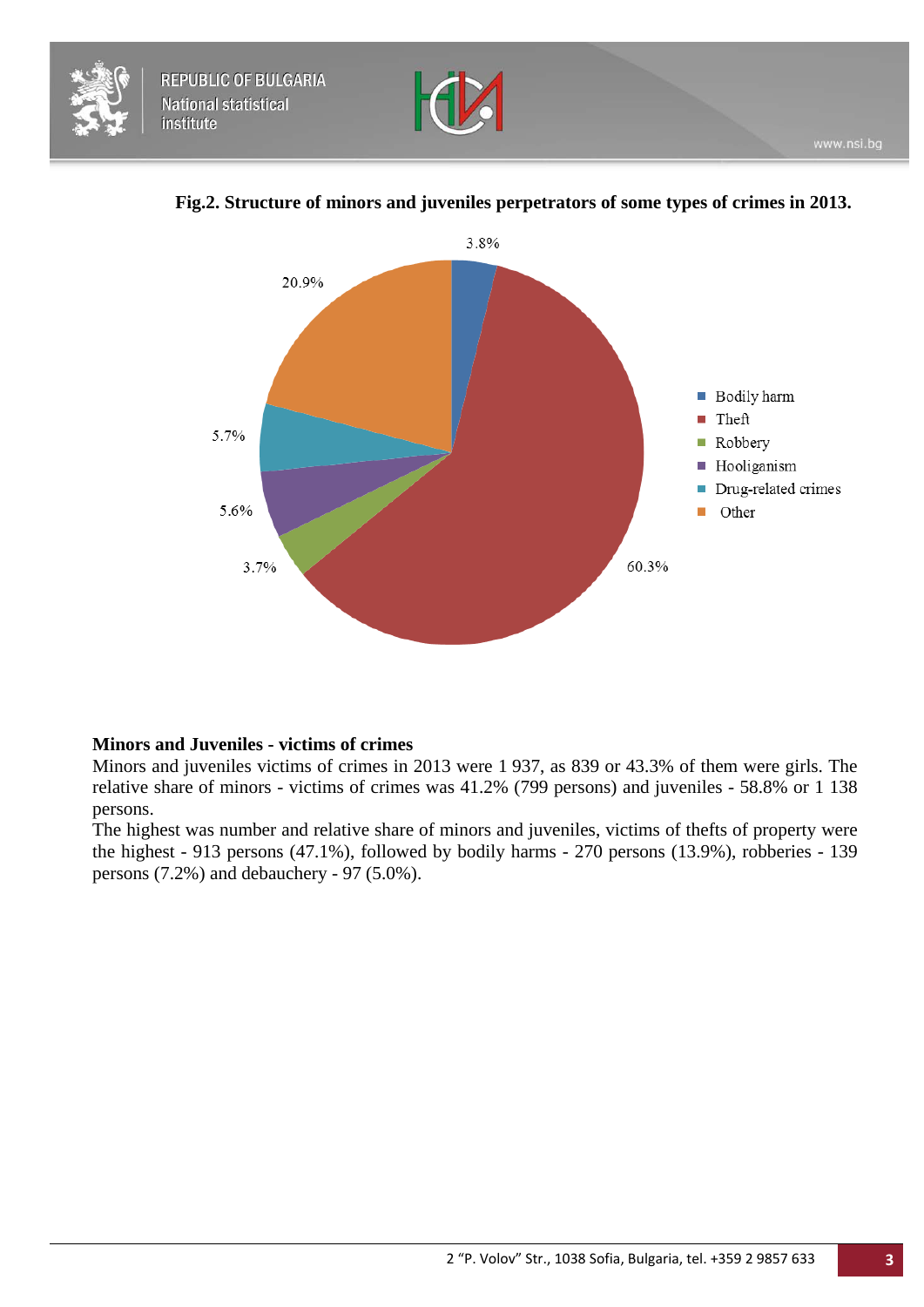**Fig.2. Structure of minors and juveniles perpetrators of some types of crimes in 2013.**

**Minors and Juveniles - victims of crimes**

Minors and juveniles victims of crimes in 2013 were 1 937, as 839 or 43.3% of them were girls. The relative share of minors - victims of crimes was 41.2% (799 persons) and juveniles - 58.8% or 1 138 persons.

The highest was number and relative share of minors and juveniles, victims of thefts of property were the highest - 913 persons (47.1%), followed by bodily harms - 270 persons (13.9%), robberies - 139 persons (7.2%) and debauchery - 97 (5.0%).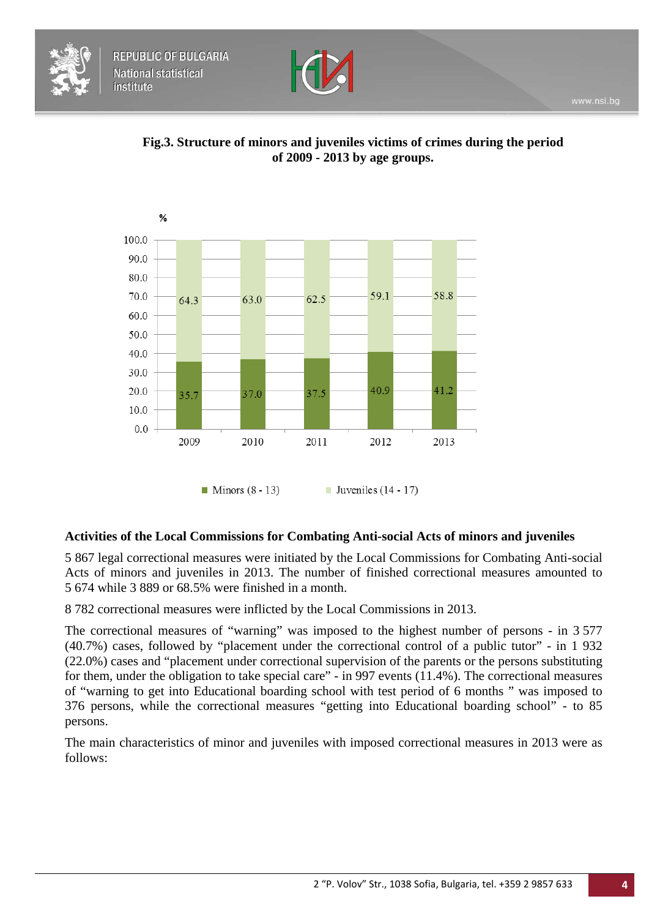**Fig.3. Structure of minors and juveniles victims of crimes during the period of 2009 - 2013 by age groups.**

| % | 2009 | 2010 | 2011 | 2012 | 2013 |
|---|---|---|---|---|---|
| Minors (8 - 13) | 35.7 | 37.0 | 37.5 | 40.9 | 41.2 |
| Juveniles (14 - 17) | 64.3 | 63.0 | 62.5 | 59.1 | 58.8 |

**Activities of the Local Commissions for Combating Anti-social Acts of minors and juveniles**

5 867 legal correctional measures were initiated by the Local Commissions for Combating Anti-social Acts of minors and juveniles in 2013. The number of finished correctional measures amounted to 5 674 while 3 889 or 68.5% were finished in a month.

8 782 correctional measures were inflicted by the Local Commissions in 2013.

The correctional measures of "warning" was imposed to the highest number of persons - in 3 577 (40.7%) cases, followed by "placement under the correctional control of a public tutor" - in 1 932 (22.0%) cases and "placement under correctional supervision of the parents or the persons substituting for them, under the obligation to take special care" - in 997 events (11.4%). The correctional measures of "warning to get into Educational boarding school with test period of 6 months " was imposed to 376 persons, while the correctional measures "getting into Educational boarding school" - to 85 persons.

The main characteristics of minor and juveniles with imposed correctional measures in 2013 were as follows: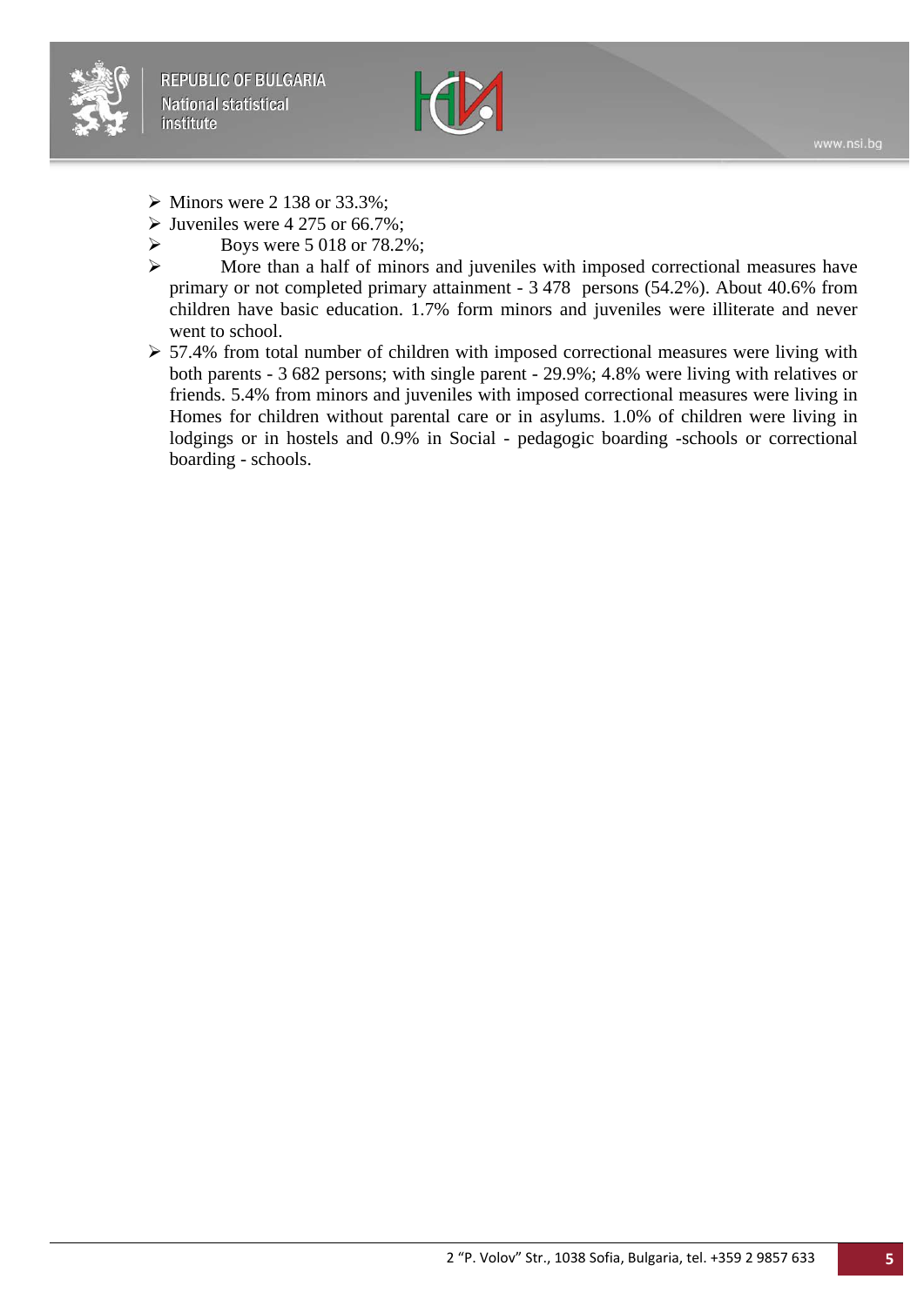- Minors were 2 138 or 33.3%;
- Juveniles were 4 275 or 66.7%;
- Boys were 5 018 or 78.2%;
- More than a half of minors and juveniles with imposed correctional measures have primary or not completed primary attainment - 3 478 persons (54.2%). About 40.6% from children have basic education. 1.7% form minors and juveniles were illiterate and never went to school.
- 57.4% from total number of children with imposed correctional measures were living with both parents - 3 682 persons; with single parent - 29.9%; 4.8% were living with relatives or friends. 5.4% from minors and juveniles with imposed correctional measures were living in Homes for children without parental care or in asylums. 1.0% of children were living in lodgings or in hostels and 0.9% in Social - pedagogic boarding -schools or correctional boarding - schools.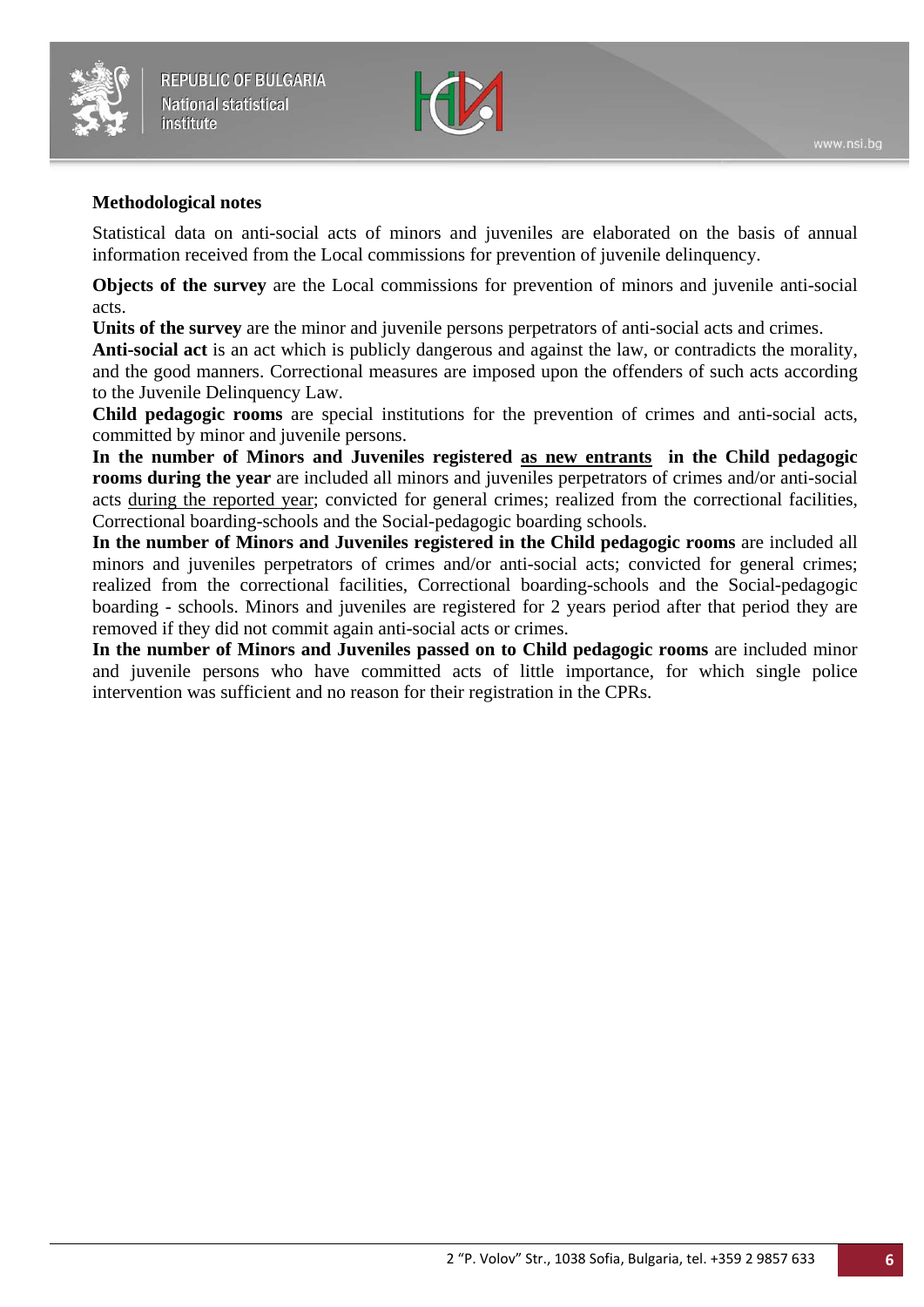## Methodological notes

Statistical data on anti-social acts of minors and juveniles are elaborated on the basis of annual information received from the Local commissions for prevention of juvenile delinquency.

**Objects of the survey** are the Local commissions for prevention of minors and juvenile anti-social acts.

**Units of the survey** are the minor and juvenile persons perpetrators of anti-social acts and crimes.

**Anti-social act** is an act which is publicly dangerous and against the law, or contradicts the morality, and the good manners. Correctional measures are imposed upon the offenders of such acts according to the Juvenile Delinquency Law.

**Child pedagogic rooms** are special institutions for the prevention of crimes and anti-social acts, committed by minor and juvenile persons.

**In the number of Minors and Juveniles registered <u>as new entrants</u> in the Child pedagogic rooms during the year** are included all minors and juveniles perpetrators of crimes and/or anti-social acts <u>during the reported year</u>; convicted for general crimes; realized from the correctional facilities, Correctional boarding-schools and the Social-pedagogic boarding schools.

**In the number of Minors and Juveniles registered in the Child pedagogic rooms** are included all minors and juveniles perpetrators of crimes and/or anti-social acts; convicted for general crimes; realized from the correctional facilities, Correctional boarding-schools and the Social-pedagogic boarding - schools. Minors and juveniles are registered for 2 years period after that period they are removed if they did not commit again anti-social acts or crimes.

**In the number of Minors and Juveniles passed on to Child pedagogic rooms** are included minor and juvenile persons who have committed acts of little importance, for which single police intervention was sufficient and no reason for their registration in the CPRs.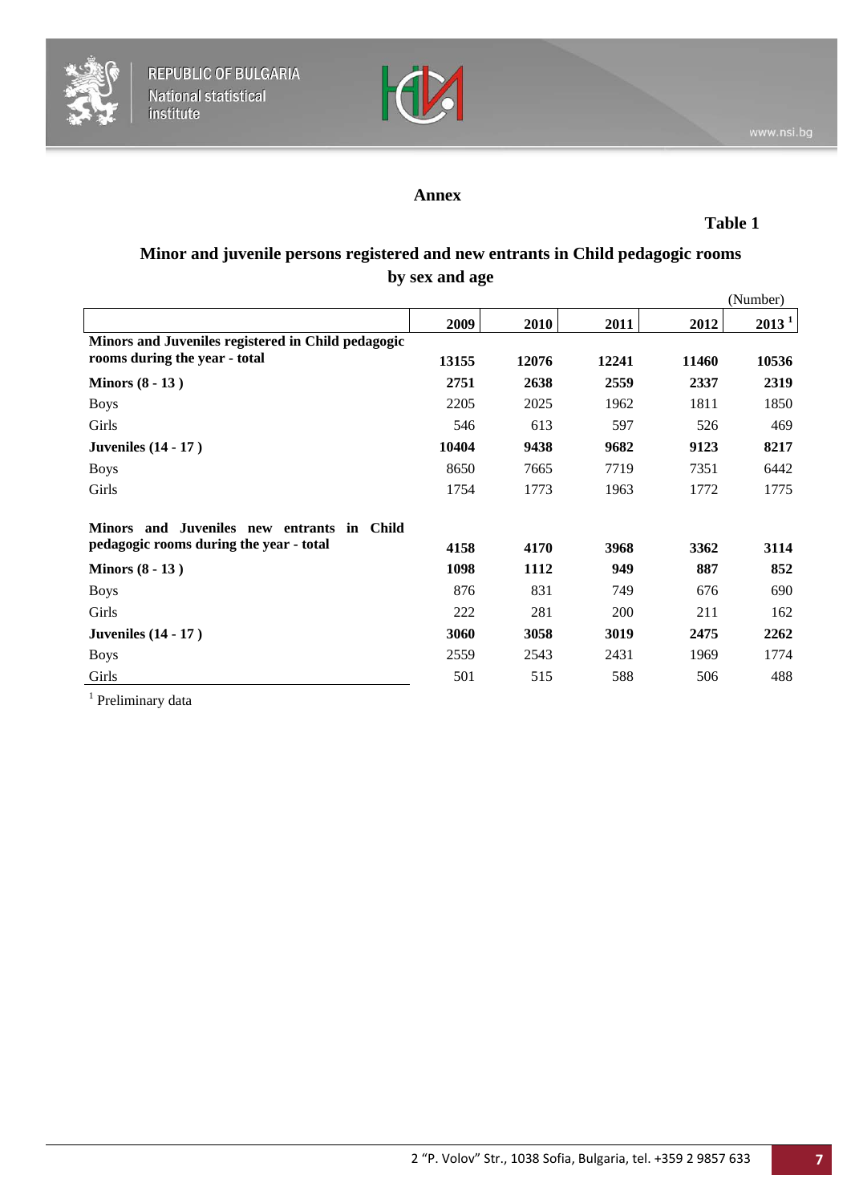## Annex

**Table 1**

### Minor and juvenile persons registered and new entrants in Child pedagogic rooms by sex and age

(Number)

| | 2009 | 2010 | 2011 | 2012 | 2013 [1] |
|---|---|---|---|---|---|
| **Minors and Juveniles registered in Child pedagogic rooms during the year - total** | **13155** | **12076** | **12241** | **11460** | **10536** |
| **Minors (8 - 13 )** | **2751** | **2638** | **2559** | **2337** | **2319** |
| Boys | 2205 | 2025 | 1962 | 1811 | 1850 |
| Girls | 546 | 613 | 597 | 526 | 469 |
| **Juveniles (14 - 17 )** | **10404** | **9438** | **9682** | **9123** | **8217** |
| Boys | 8650 | 7665 | 7719 | 7351 | 6442 |
| Girls | 1754 | 1773 | 1963 | 1772 | 1775 |
| **Minors and Juveniles new entrants in Child pedagogic rooms during the year - total** | **4158** | **4170** | **3968** | **3362** | **3114** |
| **Minors (8 - 13 )** | **1098** | **1112** | **949** | **887** | **852** |
| Boys | 876 | 831 | 749 | 676 | 690 |
| Girls | 222 | 281 | 200 | 211 | 162 |
| **Juveniles (14 - 17 )** | **3060** | **3058** | **3019** | **2475** | **2262** |
| Boys | 2559 | 2543 | 2431 | 1969 | 1774 |
| Girls | 501 | 515 | 588 | 506 | 488 |

[1] Preliminary data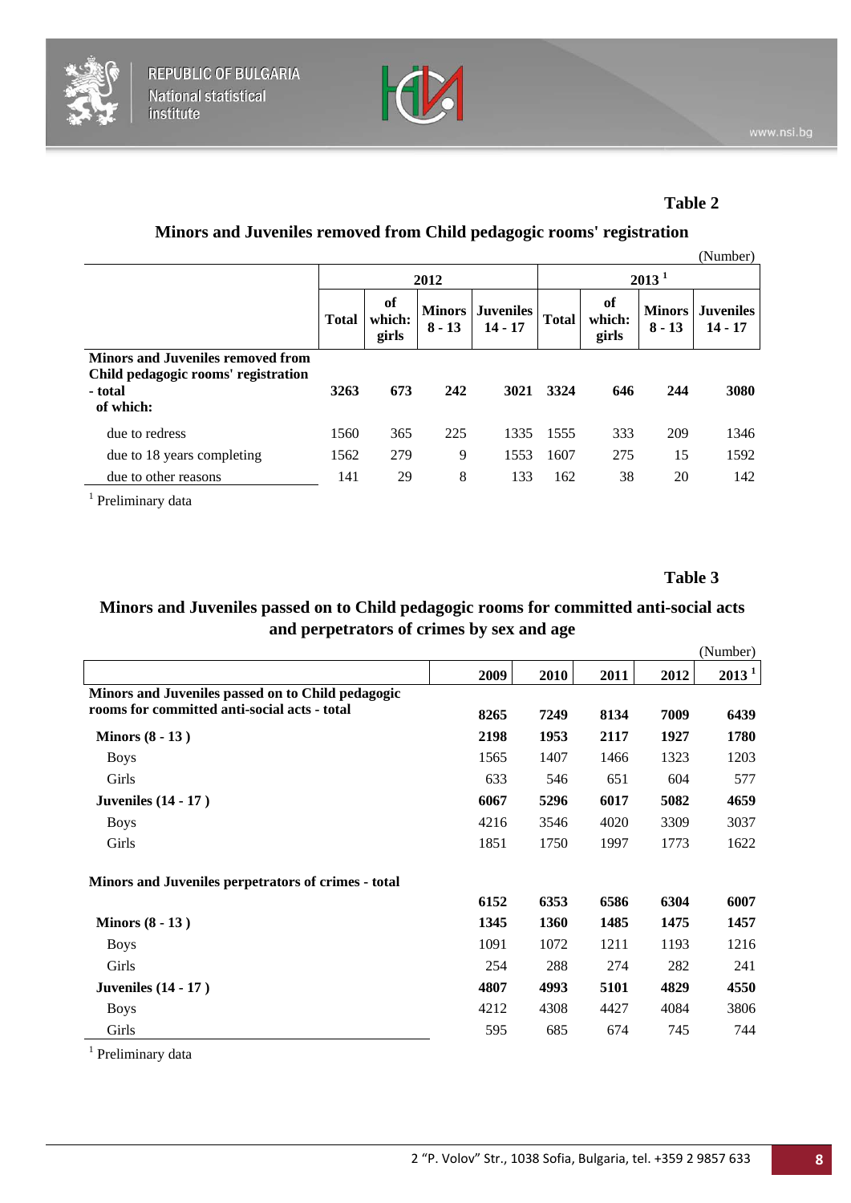Table 2

## Minors and Juveniles removed from Child pedagogic rooms' registration

(Number)

| | 2012 | | | | 2013 [1] | | | |
|---|---|---|---|---|---|---|---|---|
| | Total | of which: girls | Minors 8 - 13 | Juveniles 14 - 17 | Total | of which: girls | Minors 8 - 13 | Juveniles 14 - 17 |
| **Minors and Juveniles removed from Child pedagogic rooms' registration - total of which:** | **3263** | **673** | **242** | **3021** | **3324** | **646** | **244** | **3080** |
| due to redress | 1560 | 365 | 225 | 1335 | 1555 | 333 | 209 | 1346 |
| due to 18 years completing | 1562 | 279 | 9 | 1553 | 1607 | 275 | 15 | 1592 |
| due to other reasons | 141 | 29 | 8 | 133 | 162 | 38 | 20 | 142 |

[1] Preliminary data

Table 3

## Minors and Juveniles passed on to Child pedagogic rooms for committed anti-social acts and perpetrators of crimes by sex and age

(Number)

| | 2009 | 2010 | 2011 | 2012 | 2013 [1] |
|---|---|---|---|---|---|
| **Minors and Juveniles passed on to Child pedagogic rooms for committed anti-social acts - total** | **8265** | **7249** | **8134** | **7009** | **6439** |
| **Minors (8 - 13 )** | **2198** | **1953** | **2117** | **1927** | **1780** |
| Boys | 1565 | 1407 | 1466 | 1323 | 1203 |
| Girls | 633 | 546 | 651 | 604 | 577 |
| **Juveniles (14 - 17 )** | **6067** | **5296** | **6017** | **5082** | **4659** |
| Boys | 4216 | 3546 | 4020 | 3309 | 3037 |
| Girls | 1851 | 1750 | 1997 | 1773 | 1622 |
| **Minors and Juveniles perpetrators of crimes - total** | **6152** | **6353** | **6586** | **6304** | **6007** |
| **Minors (8 - 13 )** | **1345** | **1360** | **1485** | **1475** | **1457** |
| Boys | 1091 | 1072 | 1211 | 1193 | 1216 |
| Girls | 254 | 288 | 274 | 282 | 241 |
| **Juveniles (14 - 17 )** | **4807** | **4993** | **5101** | **4829** | **4550** |
| Boys | 4212 | 4308 | 4427 | 4084 | 3806 |
| Girls | 595 | 685 | 674 | 745 | 744 |

[1] Preliminary data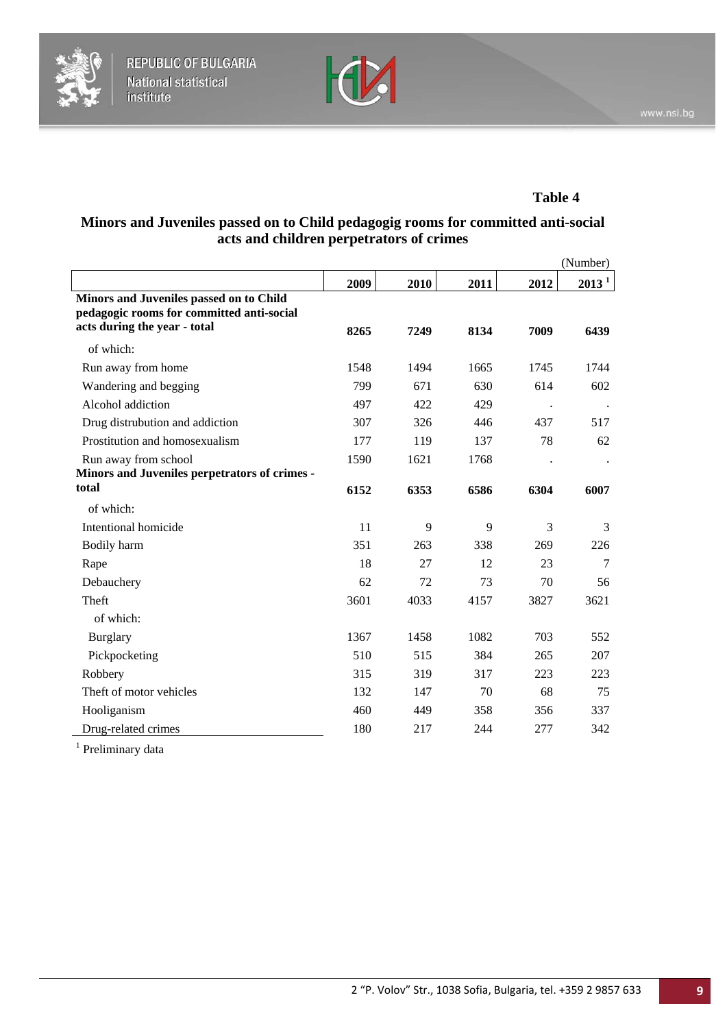**Table 4**

## Minors and Juveniles passed on to Child pedagogig rooms for committed anti-social acts and children perpetrators of crimes

(Number)

| | 2009 | 2010 | 2011 | 2012 | 2013 [1] |
|---|---|---|---|---|---|
| **Minors and Juveniles passed on to Child pedagogic rooms for committed anti-social acts during the year - total** | **8265** | **7249** | **8134** | **7009** | **6439** |
| of which: | | | | | |
| Run away from home | 1548 | 1494 | 1665 | 1745 | 1744 |
| Wandering and begging | 799 | 671 | 630 | 614 | 602 |
| Alcohol addiction | 497 | 422 | 429 | . | . |
| Drug distrubution and addiction | 307 | 326 | 446 | 437 | 517 |
| Prostitution and homosexualism | 177 | 119 | 137 | 78 | 62 |
| Run away from school | 1590 | 1621 | 1768 | . | . |
| **Minors and Juveniles perpetrators of crimes - total** | **6152** | **6353** | **6586** | **6304** | **6007** |
| of which: | | | | | |
| Intentional homicide | 11 | 9 | 9 | 3 | 3 |
| Bodily harm | 351 | 263 | 338 | 269 | 226 |
| Rape | 18 | 27 | 12 | 23 | 7 |
| Debauchery | 62 | 72 | 73 | 70 | 56 |
| Theft | 3601 | 4033 | 4157 | 3827 | 3621 |
| of which: | | | | | |
| Burglary | 1367 | 1458 | 1082 | 703 | 552 |
| Pickpocketing | 510 | 515 | 384 | 265 | 207 |
| Robbery | 315 | 319 | 317 | 223 | 223 |
| Theft of motor vehicles | 132 | 147 | 70 | 68 | 75 |
| Hooliganism | 460 | 449 | 358 | 356 | 337 |
| Drug-related crimes | 180 | 217 | 244 | 277 | 342 |

[1] Preliminary data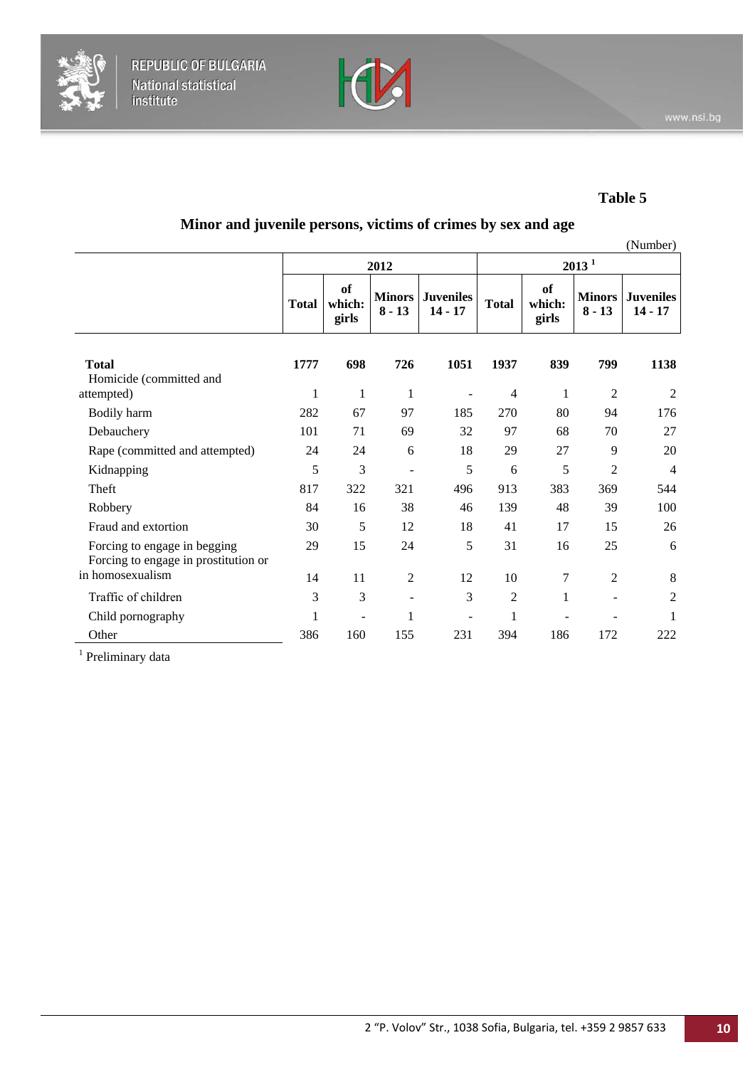**Table 5**

## Minor and juvenile persons, victims of crimes by sex and age

(Number)

| | 2012 | | | | 2013 [1] | | | |
|---|---|---|---|---|---|---|---|---|
| | **Total** | **of which: girls** | **Minors 8 - 13** | **Juveniles 14 - 17** | **Total** | **of which: girls** | **Minors 8 - 13** | **Juveniles 14 - 17** |
| **Total** | **1777** | **698** | **726** | **1051** | **1937** | **839** | **799** | **1138** |
| Homicide (committed and attempted) | 1 | 1 | 1 | - | 4 | 1 | 2 | 2 |
| Bodily harm | 282 | 67 | 97 | 185 | 270 | 80 | 94 | 176 |
| Debauchery | 101 | 71 | 69 | 32 | 97 | 68 | 70 | 27 |
| Rape (committed and attempted) | 24 | 24 | 6 | 18 | 29 | 27 | 9 | 20 |
| Kidnapping | 5 | 3 | - | 5 | 6 | 5 | 2 | 4 |
| Theft | 817 | 322 | 321 | 496 | 913 | 383 | 369 | 544 |
| Robbery | 84 | 16 | 38 | 46 | 139 | 48 | 39 | 100 |
| Fraud and extortion | 30 | 5 | 12 | 18 | 41 | 17 | 15 | 26 |
| Forcing to engage in begging | 29 | 15 | 24 | 5 | 31 | 16 | 25 | 6 |
| Forcing to engage in prostitution or in homosexualism | 14 | 11 | 2 | 12 | 10 | 7 | 2 | 8 |
| Traffic of children | 3 | 3 | - | 3 | 2 | 1 | - | 2 |
| Child pornography | 1 | - | 1 | - | 1 | - | - | 1 |
| Other | 386 | 160 | 155 | 231 | 394 | 186 | 172 | 222 |

[1] Preliminary data